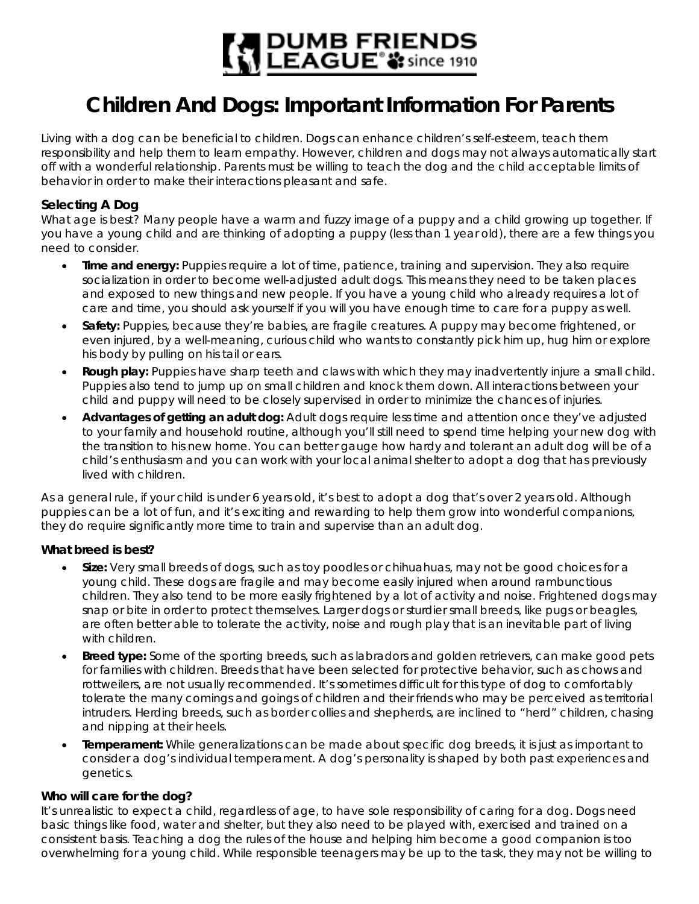# Children And Dogs: Important Information For Parents

Living with a dog can be beneficial to children. Dogs can enhance children's self-esteem, teach them responsibility and help them to learn empathy. However, children and dogs may not always automatically start off with a wonderful relationship. Parents must be willing to teach the dog and the child acceptable limits of behavior in order to make their interactions pleasant and safe.

### Selecting A Dog

What age is best? Many people have a warm and fuzzy image of a puppy and a child growing up together. If you have a young child and are thinking of adopting a puppy (less than 1 year old), there are a few things you need to consider.

- **Time and energy:** Puppies require a lot of time, patience, training and supervision. They also require socialization in order to become well-adjusted adult dogs. This means they need to be taken places and exposed to new things and new people. If you have a young child who already requires a lot of care and time, you should ask yourself if you will you have enough time to care for a puppy as well.
- **Safety:** Puppies, because they're babies, are fragile creatures. A puppy may become frightened, or even injured, by a well-meaning, curious child who wants to constantly pick him up, hug him or explore his body by pulling on his tail or ears.
- **Rough play:** Puppies have sharp teeth and claws with which they may inadvertently injure a small child. Puppies also tend to jump up on small children and knock them down. All interactions between your child and puppy will need to be closely supervised in order to minimize the chances of injuries.
- **Advantages of getting an adult dog:** Adult dogs require less time and attention once they've adjusted to your family and household routine, although you'll still need to spend time helping your new dog with the transition to his new home. You can better gauge how hardy and tolerant an adult dog will be of a child's enthusiasm and you can work with your local animal shelter to adopt a dog that has previously lived with children.

As a general rule, if your child is under 6 years old, it's best to adopt a dog that's over 2 years old. Although puppies can be a lot of fun, and it's exciting and rewarding to help them grow into wonderful companions, they do require significantly more time to train and supervise than an adult dog.

### What breed is best?

- **Size:** Very small breeds of dogs, such as toy poodles or chihuahuas, may not be good choices for a young child. These dogs are fragile and may become easily injured when around rambunctious children. They also tend to be more easily frightened by a lot of activity and noise. Frightened dogs may snap or bite in order to protect themselves. Larger dogs or sturdier small breeds, like pugs or beagles, are often better able to tolerate the activity, noise and rough play that is an inevitable part of living with children.
- **Breed type:** Some of the sporting breeds, such as labradors and golden retrievers, can make good pets for families with children. Breeds that have been selected for protective behavior, such as chows and rottweilers, are not usually recommended. It's sometimes difficult for this type of dog to comfortably tolerate the many comings and goings of children and their friends who may be perceived as territorial intruders. Herding breeds, such as border collies and shepherds, are inclined to "herd" children, chasing and nipping at their heels.
- **Temperament:** While generalizations can be made about specific dog breeds, it is just as important to consider a dog's individual temperament. A dog's personality is shaped by both past experiences and genetics.

### Who will care for the dog?

It's unrealistic to expect a child, regardless of age, to have sole responsibility of caring for a dog. Dogs need basic things like food, water and shelter, but they also need to be played with, exercised and trained on a consistent basis. Teaching a dog the rules of the house and helping him become a good companion is too overwhelming for a young child. While responsible teenagers may be up to the task, they may not be willing to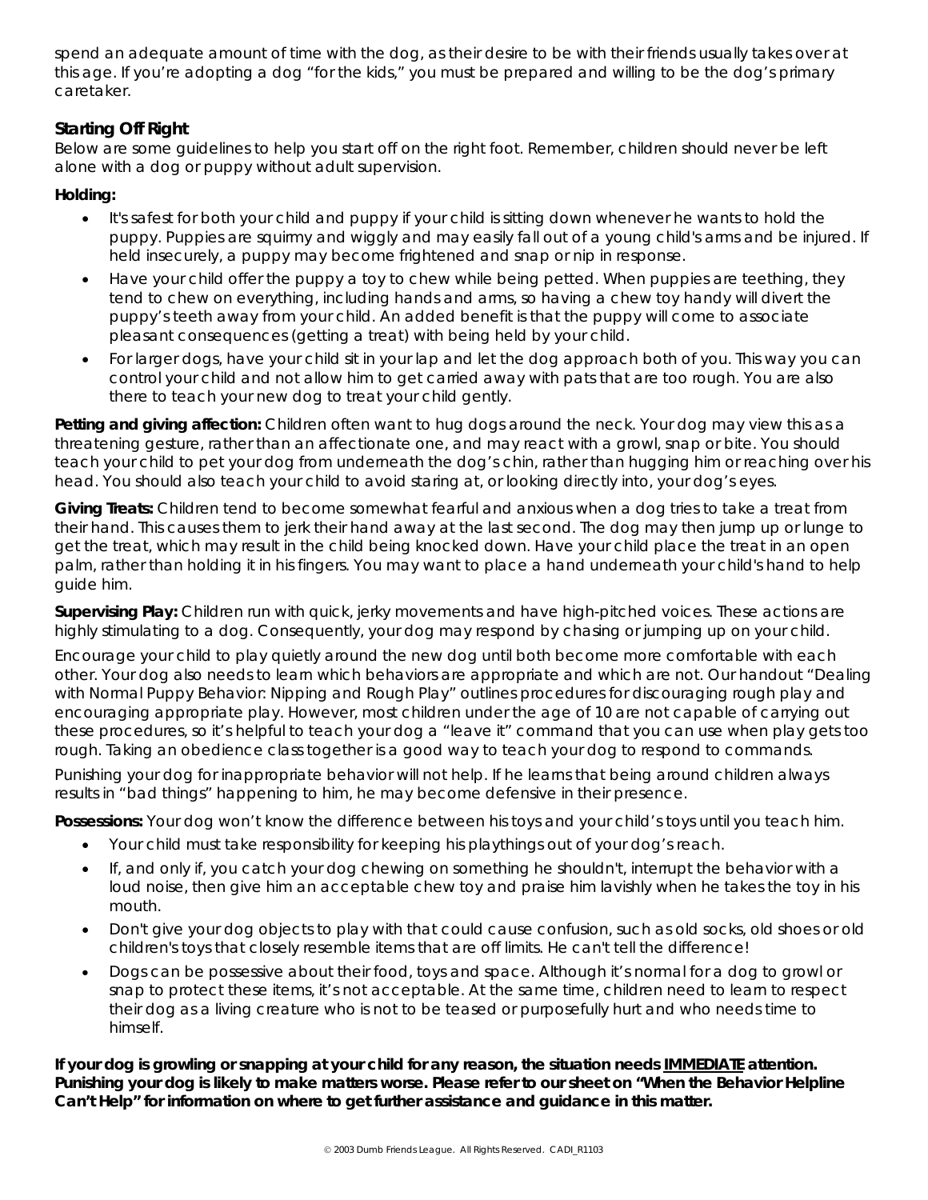spend an adequate amount of time with the dog, as their desire to be with their friends usually takes over at this age. If you're adopting a dog "for the kids," you must be prepared and willing to be the dog's primary caretaker.

## Starting Off Right

Below are some guidelines to help you start off on the right foot. Remember, children should never be left alone with a dog or puppy without adult supervision.

**Holding:**

- It's safest for both your child and puppy if your child is sitting down whenever he wants to hold the puppy. Puppies are squirmy and wiggly and may easily fall out of a young child's arms and be injured. If held insecurely, a puppy may become frightened and snap or nip in response.
- Have your child offer the puppy a toy to chew while being petted. When puppies are teething, they tend to chew on everything, including hands and arms, so having a chew toy handy will divert the puppy's teeth away from your child. An added benefit is that the puppy will come to associate pleasant consequences (getting a treat) with being held by your child.
- For larger dogs, have your child sit in your lap and let the dog approach both of you. This way you can control your child and not allow him to get carried away with pats that are too rough. You are also there to teach your new dog to treat your child gently.

**Petting and giving affection:** Children often want to hug dogs around the neck. Your dog may view this as a threatening gesture, rather than an affectionate one, and may react with a growl, snap or bite. You should teach your child to pet your dog from underneath the dog's chin, rather than hugging him or reaching over his head. You should also teach your child to avoid staring at, or looking directly into, your dog's eyes.

**Giving Treats:** Children tend to become somewhat fearful and anxious when a dog tries to take a treat from their hand. This causes them to jerk their hand away at the last second. The dog may then jump up or lunge to get the treat, which may result in the child being knocked down. Have your child place the treat in an open palm, rather than holding it in his fingers. You may want to place a hand underneath your child's hand to help guide him.

**Supervising Play:** Children run with quick, jerky movements and have high-pitched voices. These actions are highly stimulating to a dog. Consequently, your dog may respond by chasing or jumping up on your child.

Encourage your child to play quietly around the new dog until both become more comfortable with each other. Your dog also needs to learn which behaviors are appropriate and which are not. Our handout "Dealing with Normal Puppy Behavior: Nipping and Rough Play" outlines procedures for discouraging rough play and encouraging appropriate play. However, most children under the age of 10 are not capable of carrying out these procedures, so it's helpful to teach your dog a "leave it" command that you can use when play gets too rough. Taking an obedience class together is a good way to teach your dog to respond to commands.

Punishing your dog for inappropriate behavior will not help. If he learns that being around children always results in "bad things" happening to him, he may become defensive in their presence.

**Possessions:** Your dog won't know the difference between his toys and your child's toys until you teach him.

- Your child must take responsibility for keeping his playthings out of your dog's reach.
- If, and only if, you catch your dog chewing on something he shouldn't, interrupt the behavior with a loud noise, then give him an acceptable chew toy and praise him lavishly when he takes the toy in his mouth.
- Don't give your dog objects to play with that could cause confusion, such as old socks, old shoes or old children's toys that closely resemble items that are off limits. He can't tell the difference!
- Dogs can be possessive about their food, toys and space. Although it's normal for a dog to growl or snap to protect these items, it's not acceptable. At the same time, children need to learn to respect their dog as a living creature who is not to be teased or purposefully hurt and who needs time to himself.

**If your dog is growling or snapping at your child for any reason, the situation needs <u>IMMEDIATE</u> attention. Punishing your dog is likely to make matters worse. Please refer to our sheet on "When the Behavior Helpline Can't Help" for information on where to get further assistance and guidance in this matter.**

© 2003 Dumb Friends League. All Rights Reserved. CADI_R1103